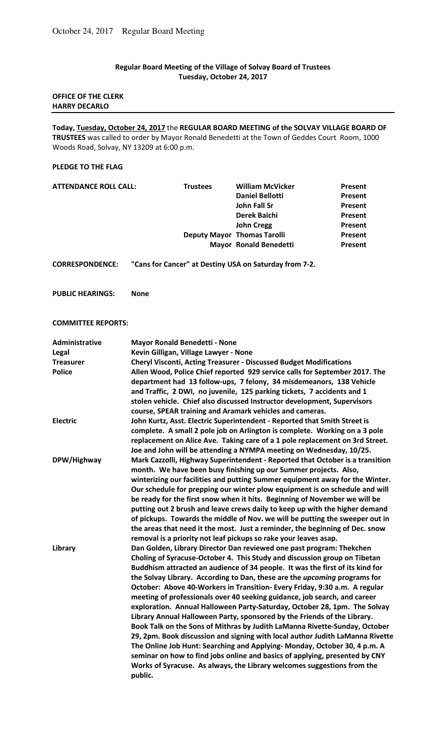## Regular Board Meeting of the Village of Solvay Board of Trustees
### Tuesday, October 24, 2017

**OFFICE OF THE CLERK**
**HARRY DECARLO**

---

**Today, Tuesday, October 24, 2017** the **REGULAR BOARD MEETING of the SOLVAY VILLAGE BOARD OF TRUSTEES** was called to order by Mayor Ronald Benedetti at the Town of Geddes Court Room, 1000 Woods Road, Solvay, NY 13209 at 6:00 p.m.

**PLEDGE TO THE FLAG**

| **ATTENDANCE ROLL CALL:** | | | |
|---|---|---|---|
| | **Trustees** | **William McVicker** | **Present** |
| | | **Daniel Bellotti** | **Present** |
| | | **John Fall Sr** | **Present** |
| | | **Derek Baichi** | **Present** |
| | | **John Cregg** | **Present** |
| | **Deputy Mayor** | **Thomas Tarolli** | **Present** |
| | **Mayor** | **Ronald Benedetti** | **Present** |

**CORRESPONDENCE:** **"Cans for Cancer" at Destiny USA on Saturday from 7-2.**

**PUBLIC HEARINGS:** **None**

**COMMITTEE REPORTS:**

| | |
|---|---|
| **Administrative** | **Mayor Ronald Benedetti - None** |
| **Legal** | **Kevin Gilligan, Village Lawyer - None** |
| **Treasurer** | **Cheryl Visconti, Acting Treasurer - Discussed Budget Modifications** |
| **Police** | **Allen Wood, Police Chief reported 929 service calls for September 2017. The department had 13 follow-ups, 7 felony, 34 misdemeanors, 138 Vehicle and Traffic, 2 DWI, no juvenile, 125 parking tickets, 7 accidents and 1 stolen vehicle. Chief also discussed Instructor development, Supervisors course, SPEAR training and Aramark vehicles and cameras.** |
| **Electric** | **John Kurtz, Asst. Electric Superintendent - Reported that Smith Street is complete. A small 2 pole job on Arlington is complete. Working on a 3 pole replacement on Alice Ave. Taking care of a 1 pole replacement on 3rd Street. Joe and John will be attending a NYMPA meeting on Wednesday, 10/25.** |
| **DPW/Highway** | **Mark Cazzolli, Highway Superintendent - Reported that October is a transition month. We have been busy finishing up our Summer projects. Also, winterizing our facilities and putting Summer equipment away for the Winter. Our schedule for prepping our winter plow equipment is on schedule and will be ready for the first snow when it hits. Beginning of November we will be putting out 2 brush and leave crews daily to keep up with the higher demand of pickups. Towards the middle of Nov. we will be putting the sweeper out in the areas that need it the most. Just a reminder, the beginning of Dec. snow removal is a priority not leaf pickups so rake your leaves asap.** |
| **Library** | **Dan Golden, Library Director Dan reviewed one past program: Thekchen Choling of Syracuse-October 4. This Study and discussion group on Tibetan Buddhism attracted an audience of 34 people. It was the first of its kind for the Solvay Library. According to Dan, these are the *upcoming* programs for October: Above 40-Workers in Transition- Every Friday, 9:30 a.m. A regular meeting of professionals over 40 seeking guidance, job search, and career exploration. Annual Halloween Party-Saturday, October 28, 1pm. The Solvay Library Annual Halloween Party, sponsored by the Friends of the Library. Book Talk on the Sons of Mithras by Judith LaManna Rivette-Sunday, October 29, 2pm. Book discussion and signing with local author Judith LaManna Rivette The Online Job Hunt: Searching and Applying- Monday, October 30, 4 p.m. A seminar on how to find jobs online and basics of applying, presented by CNY Works of Syracuse. As always, the Library welcomes suggestions from the public.** |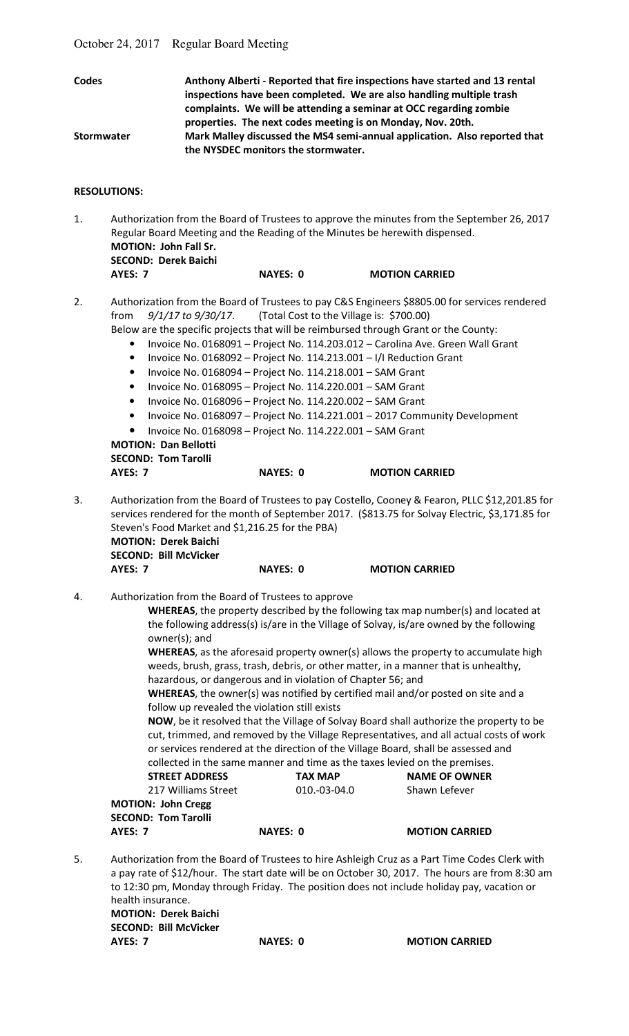October 24, 2017 Regular Board Meeting

**Codes** — **Anthony Alberti - Reported that fire inspections have started and 13 rental inspections have been completed. We are also handling multiple trash complaints. We will be attending a seminar at OCC regarding zombie properties. The next codes meeting is on Monday, Nov. 20th.**

**Stormwater** — **Mark Malley discussed the MS4 semi-annual application. Also reported that the NYSDEC monitors the stormwater.**

**RESOLUTIONS:**

1. Authorization from the Board of Trustees to approve the minutes from the September 26, 2017 Regular Board Meeting and the Reading of the Minutes be herewith dispensed.
   **MOTION: John Fall Sr.**
   **SECOND: Derek Baichi**
   **AYES: 7** **NAYES: 0** **MOTION CARRIED**

2. Authorization from the Board of Trustees to pay C&S Engineers $8805.00 for services rendered from *9/1/17 to 9/30/17*. (Total Cost to the Village is: $700.00)
   Below are the specific projects that will be reimbursed through Grant or the County:
   - Invoice No. 0168091 – Project No. 114.203.012 – Carolina Ave. Green Wall Grant
   - Invoice No. 0168092 – Project No. 114.213.001 – I/I Reduction Grant
   - Invoice No. 0168094 – Project No. 114.218.001 – SAM Grant
   - Invoice No. 0168095 – Project No. 114.220.001 – SAM Grant
   - Invoice No. 0168096 – Project No. 114.220.002 – SAM Grant
   - Invoice No. 0168097 – Project No. 114.221.001 – 2017 Community Development
   - Invoice No. 0168098 – Project No. 114.222.001 – SAM Grant

   **MOTION: Dan Bellotti**
   **SECOND: Tom Tarolli**
   **AYES: 7** **NAYES: 0** **MOTION CARRIED**

3. Authorization from the Board of Trustees to pay Costello, Cooney & Fearon, PLLC $12,201.85 for services rendered for the month of September 2017. ($813.75 for Solvay Electric, $3,171.85 for Steven's Food Market and $1,216.25 for the PBA)
   **MOTION: Derek Baichi**
   **SECOND: Bill McVicker**
   **AYES: 7** **NAYES: 0** **MOTION CARRIED**

4. Authorization from the Board of Trustees to approve

   **WHEREAS**, the property described by the following tax map number(s) and located at the following address(s) is/are in the Village of Solvay, is/are owned by the following owner(s); and

   **WHEREAS**, as the aforesaid property owner(s) allows the property to accumulate high weeds, brush, grass, trash, debris, or other matter, in a manner that is unhealthy, hazardous, or dangerous and in violation of Chapter 56; and

   **WHEREAS**, the owner(s) was notified by certified mail and/or posted on site and a follow up revealed the violation still exists

   **NOW**, be it resolved that the Village of Solvay Board shall authorize the property to be cut, trimmed, and removed by the Village Representatives, and all actual costs of work or services rendered at the direction of the Village Board, shall be assessed and collected in the same manner and time as the taxes levied on the premises.

   | STREET ADDRESS | TAX MAP | NAME OF OWNER |
   |---|---|---|
   | 217 Williams Street | 010.-03-04.0 | Shawn Lefever |

   **MOTION: John Cregg**
   **SECOND: Tom Tarolli**
   **AYES: 7** **NAYES: 0** **MOTION CARRIED**

5. Authorization from the Board of Trustees to hire Ashleigh Cruz as a Part Time Codes Clerk with a pay rate of $12/hour. The start date will be on October 30, 2017. The hours are from 8:30 am to 12:30 pm, Monday through Friday. The position does not include holiday pay, vacation or health insurance.
   **MOTION: Derek Baichi**
   **SECOND: Bill McVicker**
   **AYES: 7** **NAYES: 0** **MOTION CARRIED**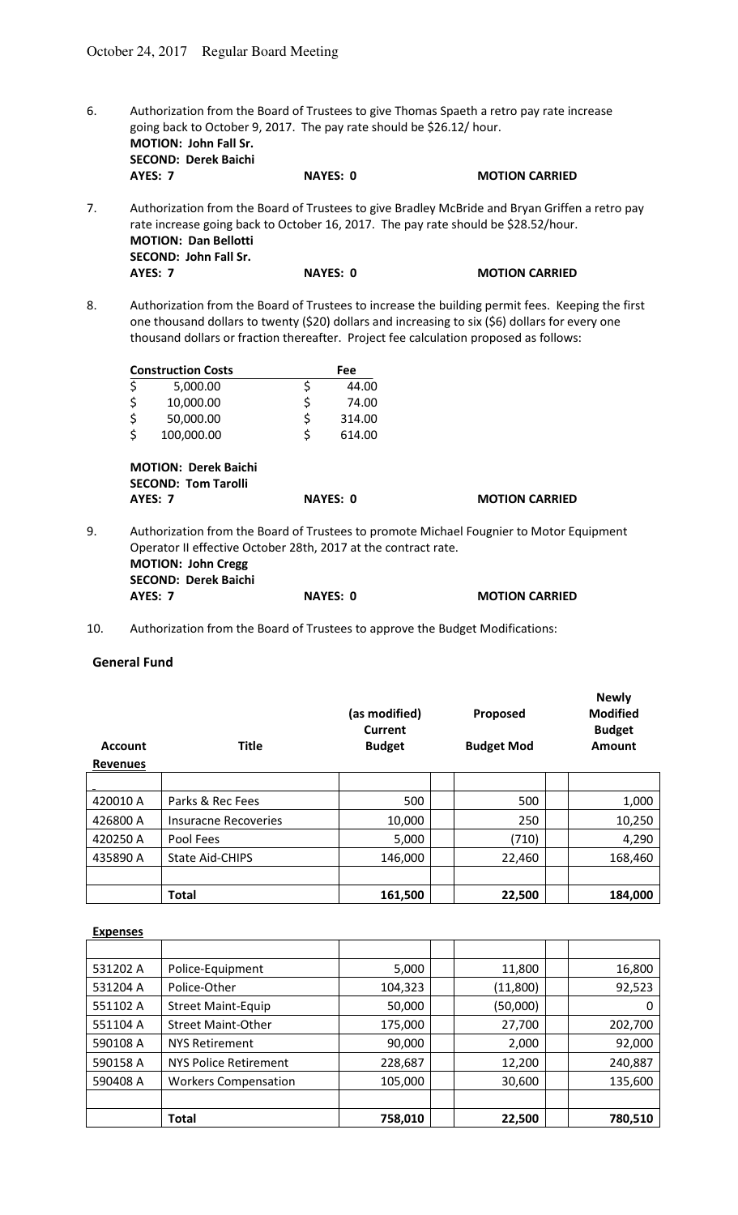October 24, 2017 Regular Board Meeting

6. Authorization from the Board of Trustees to give Thomas Spaeth a retro pay rate increase going back to October 9, 2017. The pay rate should be $26.12/ hour.
   **MOTION: John Fall Sr.**
   **SECOND: Derek Baichi**
   **AYES: 7** **NAYES: 0** **MOTION CARRIED**

7. Authorization from the Board of Trustees to give Bradley McBride and Bryan Griffen a retro pay rate increase going back to October 16, 2017. The pay rate should be $28.52/hour.
   **MOTION: Dan Bellotti**
   **SECOND: John Fall Sr.**
   **AYES: 7** **NAYES: 0** **MOTION CARRIED**

8. Authorization from the Board of Trustees to increase the building permit fees. Keeping the first one thousand dollars to twenty ($20) dollars and increasing to six ($6) dollars for every one thousand dollars or fraction thereafter. Project fee calculation proposed as follows:

| Construction Costs | Fee |
|---|---|
| $ 5,000.00 | $ 44.00 |
| $ 10,000.00 | $ 74.00 |
| $ 50,000.00 | $ 314.00 |
| $ 100,000.00 | $ 614.00 |

   **MOTION: Derek Baichi**
   **SECOND: Tom Tarolli**
   **AYES: 7** **NAYES: 0** **MOTION CARRIED**

9. Authorization from the Board of Trustees to promote Michael Fougnier to Motor Equipment Operator II effective October 28th, 2017 at the contract rate.
   **MOTION: John Cregg**
   **SECOND: Derek Baichi**
   **AYES: 7** **NAYES: 0** **MOTION CARRIED**

10. Authorization from the Board of Trustees to approve the Budget Modifications:

**General Fund**

| Account | Title | (as modified) Current Budget | Proposed Budget Mod | Newly Modified Budget Amount |
|---|---|---|---|---|
| **Revenues** | | | | |
| 420010 A | Parks & Rec Fees | 500 | 500 | 1,000 |
| 426800 A | Insuracne Recoveries | 10,000 | 250 | 10,250 |
| 420250 A | Pool Fees | 5,000 | (710) | 4,290 |
| 435890 A | State Aid-CHIPS | 146,000 | 22,460 | 168,460 |
| | **Total** | **161,500** | **22,500** | **184,000** |

**Expenses**

| Account | Title | (as modified) Current Budget | Proposed Budget Mod | Newly Modified Budget Amount |
|---|---|---|---|---|
| 531202 A | Police-Equipment | 5,000 | 11,800 | 16,800 |
| 531204 A | Police-Other | 104,323 | (11,800) | 92,523 |
| 551102 A | Street Maint-Equip | 50,000 | (50,000) | 0 |
| 551104 A | Street Maint-Other | 175,000 | 27,700 | 202,700 |
| 590108 A | NYS Retirement | 90,000 | 2,000 | 92,000 |
| 590158 A | NYS Police Retirement | 228,687 | 12,200 | 240,887 |
| 590408 A | Workers Compensation | 105,000 | 30,600 | 135,600 |
| | **Total** | **758,010** | **22,500** | **780,510** |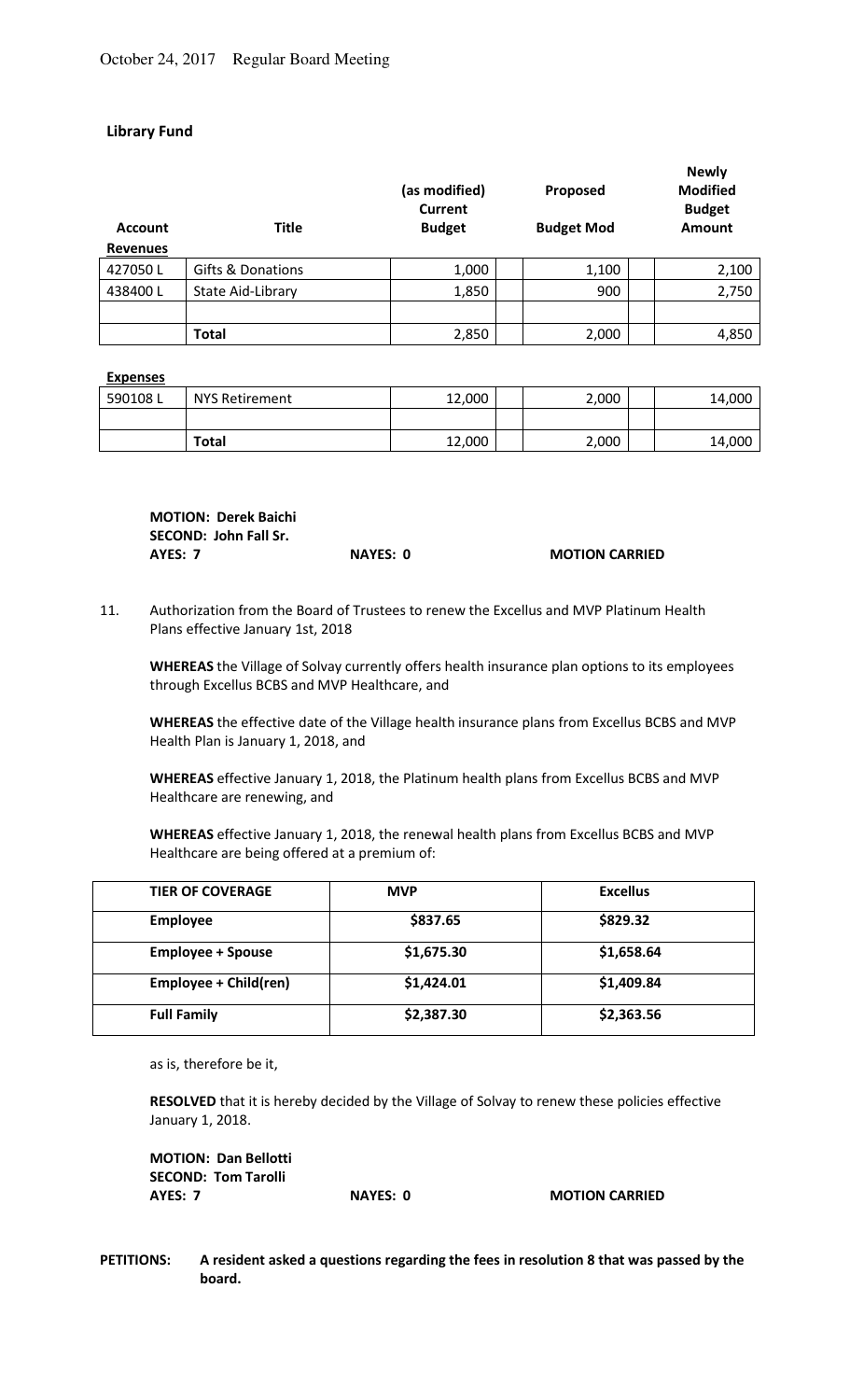**Library Fund**

| Account | Title | (as modified) Current Budget | Proposed Budget Mod | Newly Modified Budget Amount |
|---|---|---|---|---|
| **Revenues** | | | | |
| 427050 L | Gifts & Donations | 1,000 | 1,100 | 2,100 |
| 438400 L | State Aid-Library | 1,850 | 900 | 2,750 |
| | | | | |
| | **Total** | 2,850 | 2,000 | 4,850 |

| Account | Title | (as modified) Current Budget | Proposed Budget Mod | Newly Modified Budget Amount |
|---|---|---|---|---|
| **Expenses** | | | | |
| 590108 L | NYS Retirement | 12,000 | 2,000 | 14,000 |
| | | | | |
| | **Total** | 12,000 | 2,000 | 14,000 |

**MOTION: Derek Baichi**
**SECOND: John Fall Sr.**
**AYES: 7** **NAYES: 0** **MOTION CARRIED**

11. Authorization from the Board of Trustees to renew the Excellus and MVP Platinum Health Plans effective January 1st, 2018

**WHEREAS** the Village of Solvay currently offers health insurance plan options to its employees through Excellus BCBS and MVP Healthcare, and

**WHEREAS** the effective date of the Village health insurance plans from Excellus BCBS and MVP Health Plan is January 1, 2018, and

**WHEREAS** effective January 1, 2018, the Platinum health plans from Excellus BCBS and MVP Healthcare are renewing, and

**WHEREAS** effective January 1, 2018, the renewal health plans from Excellus BCBS and MVP Healthcare are being offered at a premium of:

| TIER OF COVERAGE | MVP | Excellus |
|---|---|---|
| **Employee** | **$837.65** | **$829.32** |
| **Employee + Spouse** | **$1,675.30** | **$1,658.64** |
| **Employee + Child(ren)** | **$1,424.01** | **$1,409.84** |
| **Full Family** | **$2,387.30** | **$2,363.56** |

as is, therefore be it,

**RESOLVED** that it is hereby decided by the Village of Solvay to renew these policies effective January 1, 2018.

**MOTION: Dan Bellotti**
**SECOND: Tom Tarolli**
**AYES: 7** **NAYES: 0** **MOTION CARRIED**

**PETITIONS:** **A resident asked a questions regarding the fees in resolution 8 that was passed by the board.**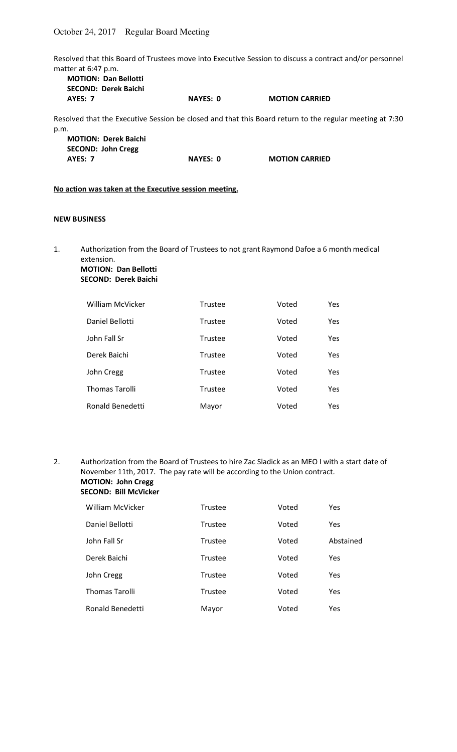Resolved that this Board of Trustees move into Executive Session to discuss a contract and/or personnel matter at 6:47 p.m.

**MOTION: Dan Bellotti**
**SECOND: Derek Baichi**
**AYES: 7** **NAYES: 0** **MOTION CARRIED**

Resolved that the Executive Session be closed and that this Board return to the regular meeting at 7:30 p.m.

**MOTION: Derek Baichi**
**SECOND: John Cregg**
**AYES: 7** **NAYES: 0** **MOTION CARRIED**

**No action was taken at the Executive session meeting.**

**NEW BUSINESS**

1. Authorization from the Board of Trustees to not grant Raymond Dafoe a 6 month medical extension.
   **MOTION: Dan Bellotti**
   **SECOND: Derek Baichi**

| | | | |
|---|---|---|---|
| William McVicker | Trustee | Voted | Yes |
| Daniel Bellotti | Trustee | Voted | Yes |
| John Fall Sr | Trustee | Voted | Yes |
| Derek Baichi | Trustee | Voted | Yes |
| John Cregg | Trustee | Voted | Yes |
| Thomas Tarolli | Trustee | Voted | Yes |
| Ronald Benedetti | Mayor | Voted | Yes |

2. Authorization from the Board of Trustees to hire Zac Sladick as an MEO I with a start date of November 11th, 2017. The pay rate will be according to the Union contract.
   **MOTION: John Cregg**
   **SECOND: Bill McVicker**

| | | | |
|---|---|---|---|
| William McVicker | Trustee | Voted | Yes |
| Daniel Bellotti | Trustee | Voted | Yes |
| John Fall Sr | Trustee | Voted | Abstained |
| Derek Baichi | Trustee | Voted | Yes |
| John Cregg | Trustee | Voted | Yes |
| Thomas Tarolli | Trustee | Voted | Yes |
| Ronald Benedetti | Mayor | Voted | Yes |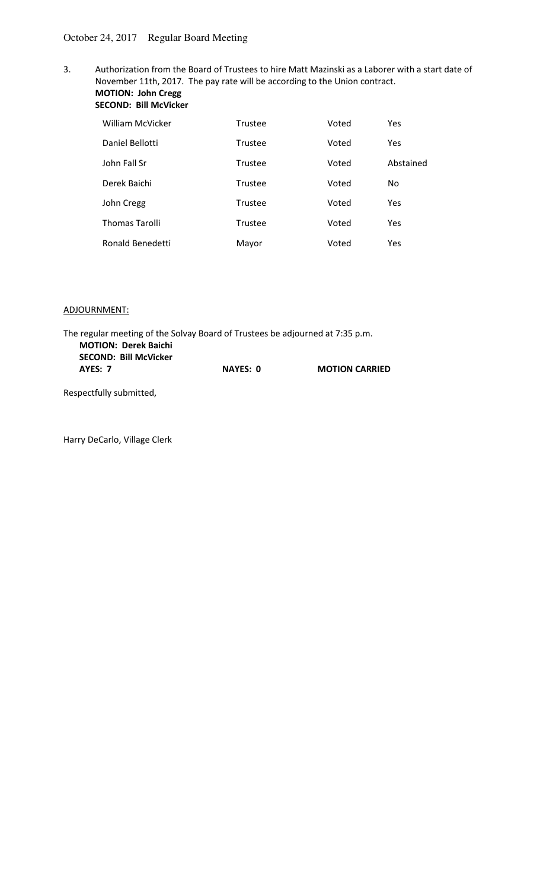3. Authorization from the Board of Trustees to hire Matt Mazinski as a Laborer with a start date of November 11th, 2017. The pay rate will be according to the Union contract.
   **MOTION: John Cregg**
   **SECOND: Bill McVicker**

| | | | |
|---|---|---|---|
| William McVicker | Trustee | Voted | Yes |
| Daniel Bellotti | Trustee | Voted | Yes |
| John Fall Sr | Trustee | Voted | Abstained |
| Derek Baichi | Trustee | Voted | No |
| John Cregg | Trustee | Voted | Yes |
| Thomas Tarolli | Trustee | Voted | Yes |
| Ronald Benedetti | Mayor | Voted | Yes |

<u>ADJOURNMENT:</u>

The regular meeting of the Solvay Board of Trustees be adjourned at 7:35 p.m.

**MOTION: Derek Baichi**
**SECOND: Bill McVicker**
**AYES: 7** **NAYES: 0** **MOTION CARRIED**

Respectfully submitted,

Harry DeCarlo, Village Clerk